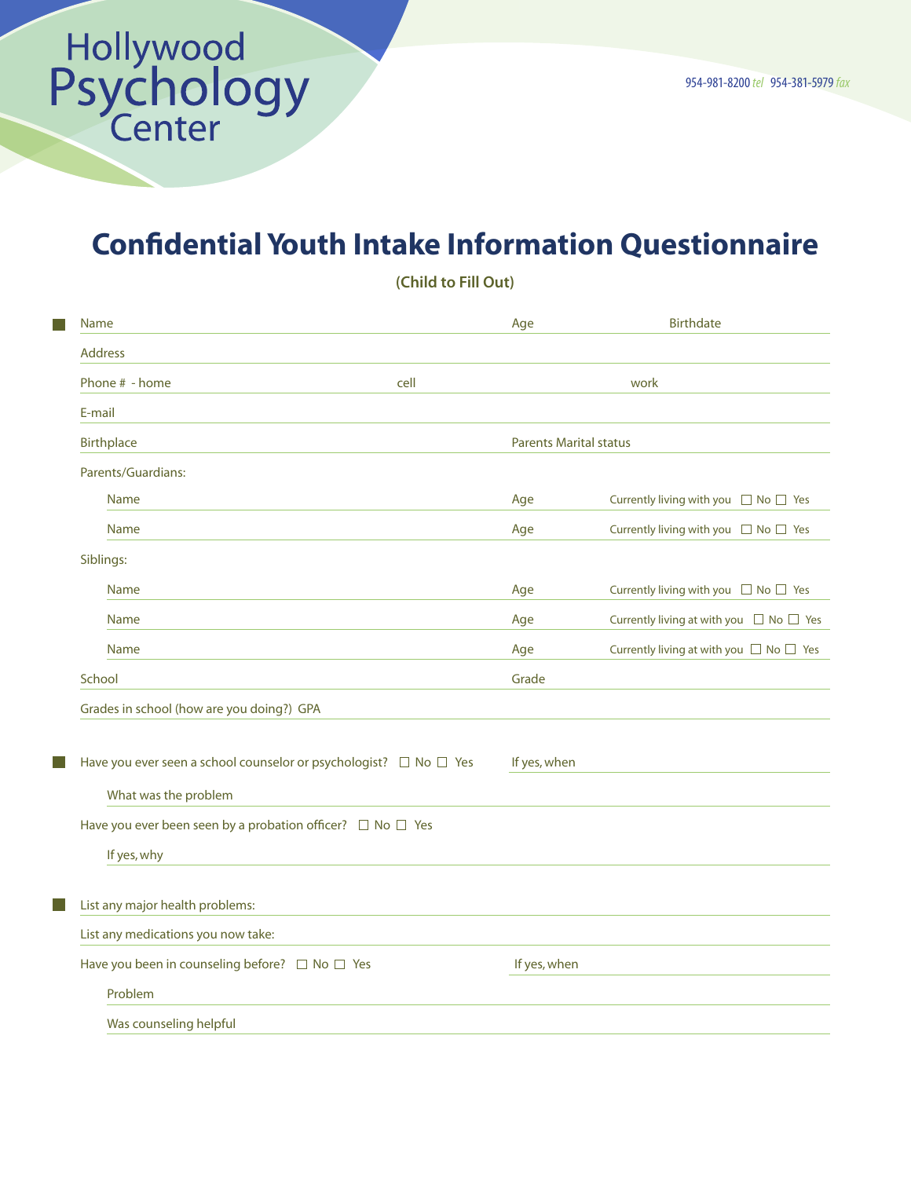Hollywood Psychology Center

954-981-8200 *tel* 954-381-5979 *fax*

# Confidential Youth Intake Information Questionnaire

**(Child to Fill Out)**

Name ______________________ Age ______ Birthdate ______________

Address ______________________

Phone # - home ______________ cell ______________ work ______________

E-mail ______________________

Birthplace ______________ Parents Marital status ______________

Parents/Guardians:

- Name ______________ Age ______ Currently living with you ☐ No ☐ Yes
- Name ______________ Age ______ Currently living with you ☐ No ☐ Yes

Siblings:

- Name ______________ Age ______ Currently living with you ☐ No ☐ Yes
- Name ______________ Age ______ Currently living at with you ☐ No ☐ Yes
- Name ______________ Age ______ Currently living at with you ☐ No ☐ Yes

School ______________ Grade ______________

Grades in school (how are you doing?) GPA ______________

Have you ever seen a school counselor or psychologist? ☐ No ☐ Yes If yes, when ______________

What was the problem ______________

Have you ever been seen by a probation officer? ☐ No ☐ Yes

If yes, why ______________

List any major health problems: ______________

List any medications you now take: ______________

Have you been in counseling before? ☐ No ☐ Yes If yes, when ______________

Problem ______________

Was counseling helpful ______________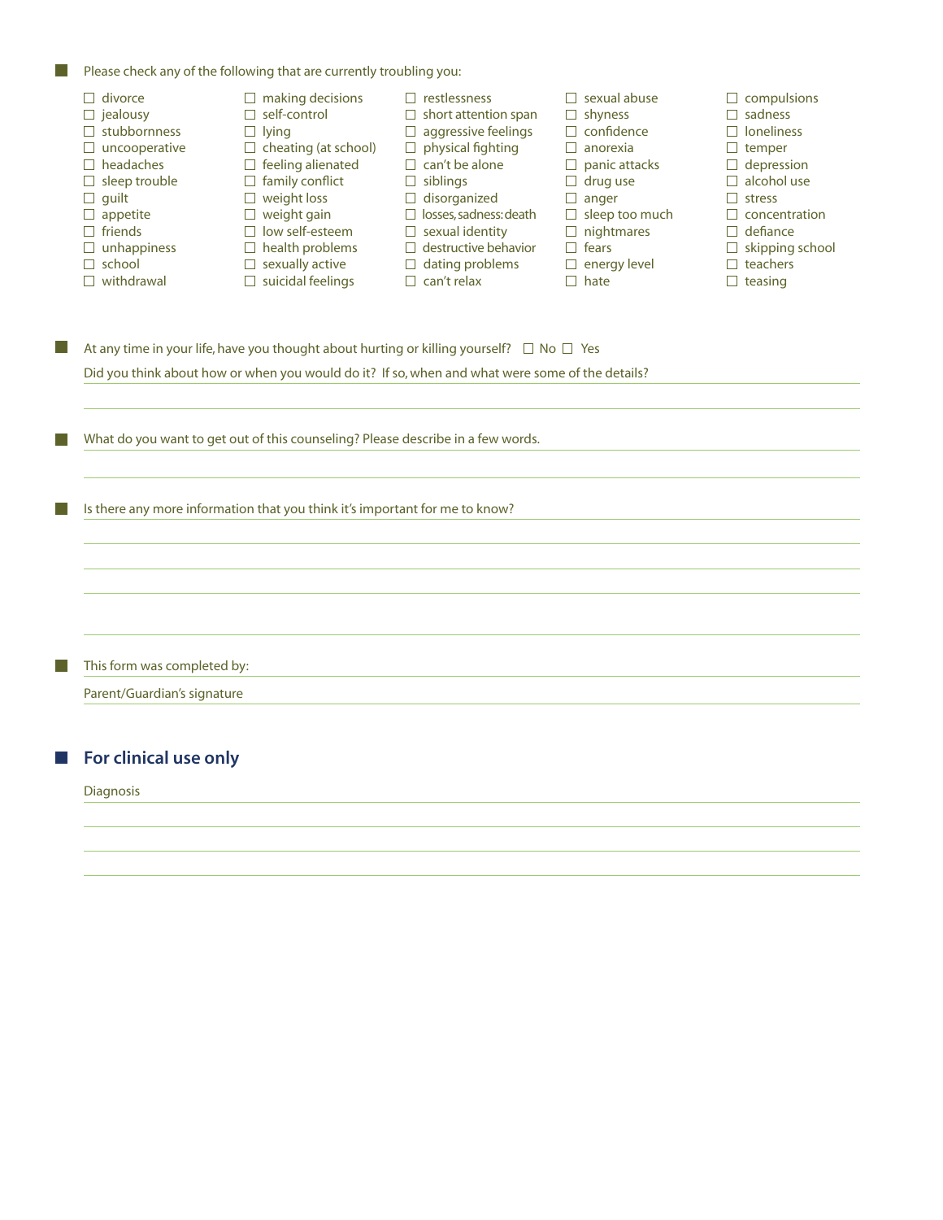Please check any of the following that are currently troubling you:

| | | | | |
|---|---|---|---|---|
| ☐ divorce | ☐ making decisions | ☐ restlessness | ☐ sexual abuse | ☐ compulsions |
| ☐ jealousy | ☐ self-control | ☐ short attention span | ☐ shyness | ☐ sadness |
| ☐ stubbornness | ☐ lying | ☐ aggressive feelings | ☐ confidence | ☐ loneliness |
| ☐ uncooperative | ☐ cheating (at school) | ☐ physical fighting | ☐ anorexia | ☐ temper |
| ☐ headaches | ☐ feeling alienated | ☐ can't be alone | ☐ panic attacks | ☐ depression |
| ☐ sleep trouble | ☐ family conflict | ☐ siblings | ☐ drug use | ☐ alcohol use |
| ☐ guilt | ☐ weight loss | ☐ disorganized | ☐ anger | ☐ stress |
| ☐ appetite | ☐ weight gain | ☐ losses, sadness: death | ☐ sleep too much | ☐ concentration |
| ☐ friends | ☐ low self-esteem | ☐ sexual identity | ☐ nightmares | ☐ defiance |
| ☐ unhappiness | ☐ health problems | ☐ destructive behavior | ☐ fears | ☐ skipping school |
| ☐ school | ☐ sexually active | ☐ dating problems | ☐ energy level | ☐ teachers |
| ☐ withdrawal | ☐ suicidal feelings | ☐ can't relax | ☐ hate | ☐ teasing |

At any time in your life, have you thought about hurting or killing yourself? ☐ No ☐ Yes

Did you think about how or when you would do it? If so, when and what were some of the details? ______________________________

______________________________

What do you want to get out of this counseling? Please describe in a few words. ______________________________

______________________________

Is there any more information that you think it's important for me to know? ______________________________

______________________________

______________________________

______________________________

______________________________

This form was completed by: ______________________________

Parent/Guardian's signature ______________________________

## For clinical use only

Diagnosis ______________________________

______________________________

______________________________

______________________________